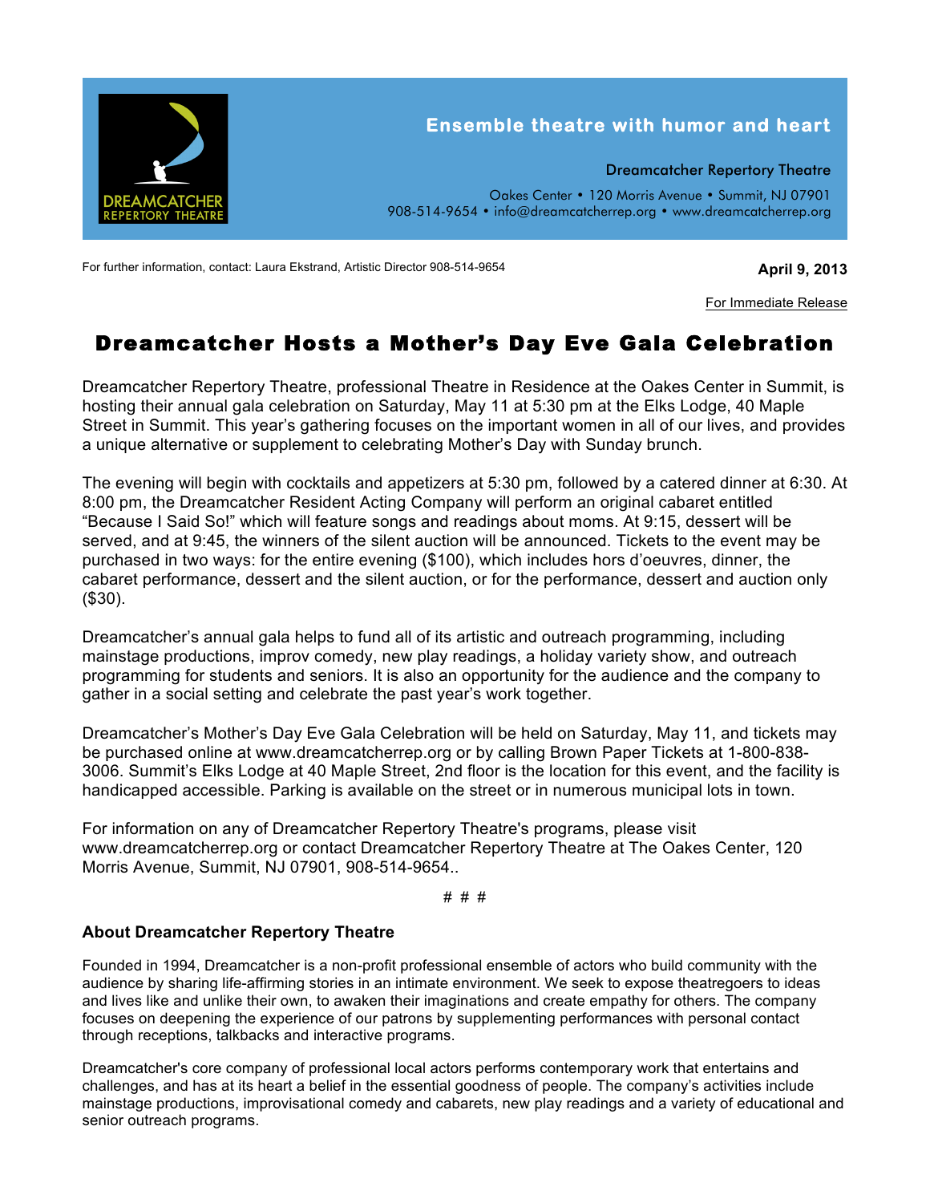DREAMCATCHER
REPERTORY THEATRE

Ensemble theatre with humor and heart

Dreamcatcher Repertory Theatre

Oakes Center • 120 Morris Avenue • Summit, NJ 07901
908-514-9654 • info@dreamcatcherrep.org • www.dreamcatcherrep.org

For further information, contact: Laura Ekstrand, Artistic Director 908-514-9654

**April 9, 2013**

For Immediate Release

# Dreamcatcher Hosts a Mother's Day Eve Gala Celebration

Dreamcatcher Repertory Theatre, professional Theatre in Residence at the Oakes Center in Summit, is hosting their annual gala celebration on Saturday, May 11 at 5:30 pm at the Elks Lodge, 40 Maple Street in Summit. This year's gathering focuses on the important women in all of our lives, and provides a unique alternative or supplement to celebrating Mother's Day with Sunday brunch.

The evening will begin with cocktails and appetizers at 5:30 pm, followed by a catered dinner at 6:30. At 8:00 pm, the Dreamcatcher Resident Acting Company will perform an original cabaret entitled "Because I Said So!" which will feature songs and readings about moms. At 9:15, dessert will be served, and at 9:45, the winners of the silent auction will be announced. Tickets to the event may be purchased in two ways: for the entire evening ($100), which includes hors d'oeuvres, dinner, the cabaret performance, dessert and the silent auction, or for the performance, dessert and auction only ($30).

Dreamcatcher's annual gala helps to fund all of its artistic and outreach programming, including mainstage productions, improv comedy, new play readings, a holiday variety show, and outreach programming for students and seniors. It is also an opportunity for the audience and the company to gather in a social setting and celebrate the past year's work together.

Dreamcatcher's Mother's Day Eve Gala Celebration will be held on Saturday, May 11, and tickets may be purchased online at www.dreamcatcherrep.org or by calling Brown Paper Tickets at 1-800-838-3006. Summit's Elks Lodge at 40 Maple Street, 2nd floor is the location for this event, and the facility is handicapped accessible. Parking is available on the street or in numerous municipal lots in town.

For information on any of Dreamcatcher Repertory Theatre's programs, please visit www.dreamcatcherrep.org or contact Dreamcatcher Repertory Theatre at The Oakes Center, 120 Morris Avenue, Summit, NJ 07901, 908-514-9654..

# # #

### About Dreamcatcher Repertory Theatre

Founded in 1994, Dreamcatcher is a non-profit professional ensemble of actors who build community with the audience by sharing life-affirming stories in an intimate environment. We seek to expose theatregoers to ideas and lives like and unlike their own, to awaken their imaginations and create empathy for others. The company focuses on deepening the experience of our patrons by supplementing performances with personal contact through receptions, talkbacks and interactive programs.

Dreamcatcher's core company of professional local actors performs contemporary work that entertains and challenges, and has at its heart a belief in the essential goodness of people. The company's activities include mainstage productions, improvisational comedy and cabarets, new play readings and a variety of educational and senior outreach programs.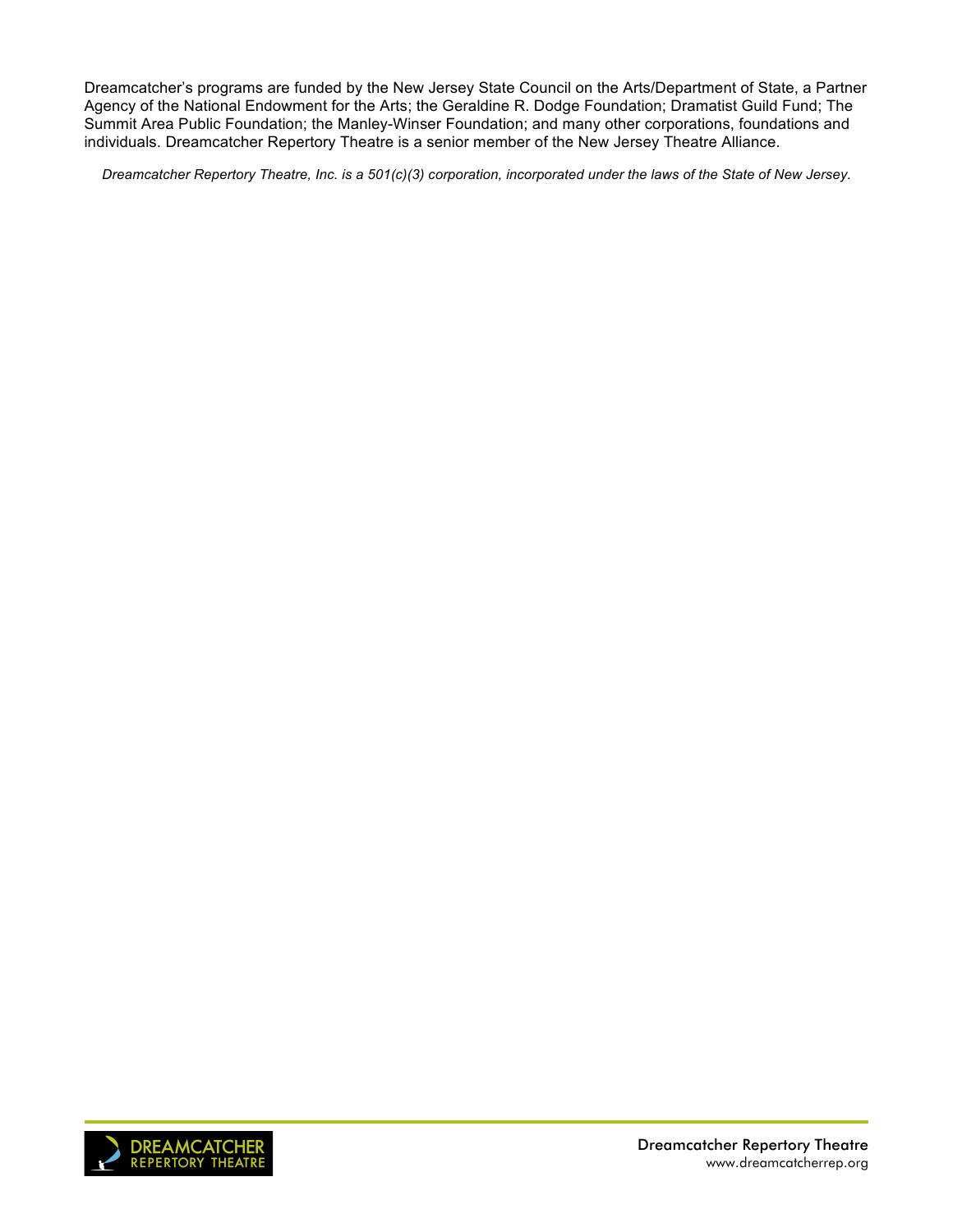Dreamcatcher's programs are funded by the New Jersey State Council on the Arts/Department of State, a Partner Agency of the National Endowment for the Arts; the Geraldine R. Dodge Foundation; Dramatist Guild Fund; The Summit Area Public Foundation; the Manley-Winser Foundation; and many other corporations, foundations and individuals. Dreamcatcher Repertory Theatre is a senior member of the New Jersey Theatre Alliance.

*Dreamcatcher Repertory Theatre, Inc. is a 501(c)(3) corporation, incorporated under the laws of the State of New Jersey.*